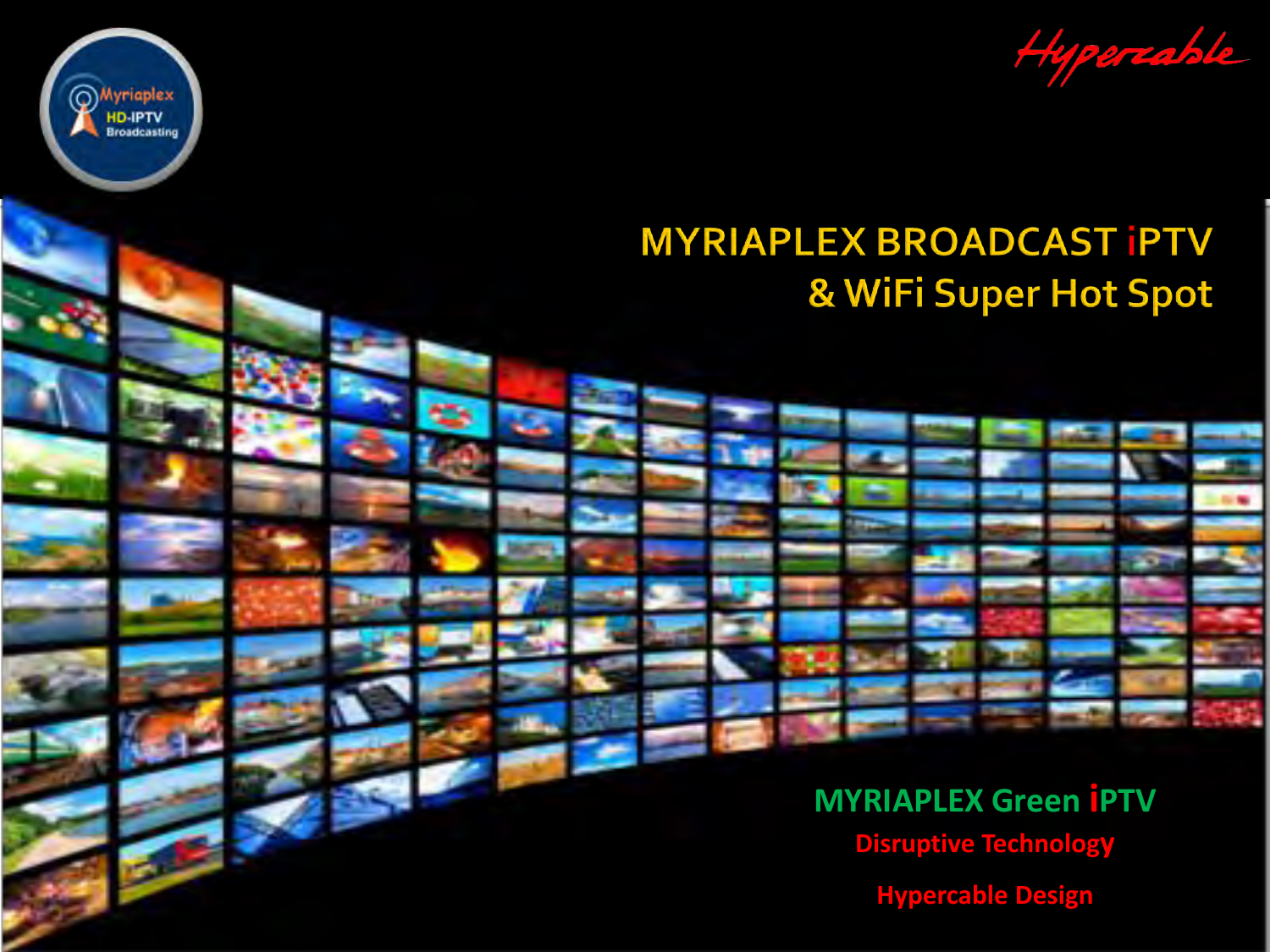Myriaplex HD-IPTV Broadcasting

Hypercable

# MYRIAPLEX BROADCAST iPTV & WiFi Super Hot Spot

**MYRIAPLEX Green iPTV**

**Disruptive Technology**

**Hypercable Design**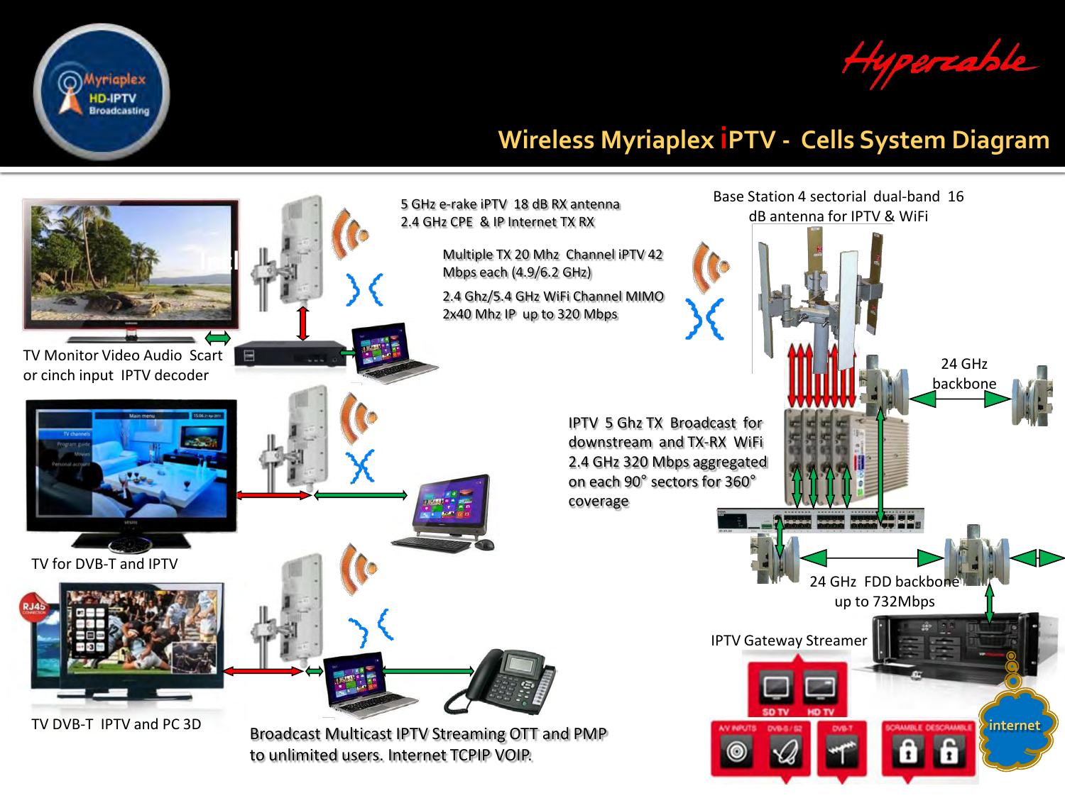# Wireless Myriaplex iPTV - Cells System Diagram

Myriaplex HD-IPTV Broadcasting

Hyperable

5 GHz e-rake iPTV 18 dB RX antenna
2.4 GHz CPE & IP Internet TX RX

Multiple TX 20 Mhz Channel iPTV 42 Mbps each (4.9/6.2 GHz)

2.4 Ghz/5.4 GHz WiFi Channel MIMO 2x40 Mhz IP up to 320 Mbps

Base Station 4 sectorial dual-band 16 dB antenna for IPTV & WiFi

24 GHz backbone

TV Monitor Video Audio Scart or cinch input IPTV decoder

IPTV 5 Ghz TX Broadcast for downstream and TX-RX WiFi 2.4 GHz 320 Mbps aggregated on each 90° sectors for 360° coverage

TV for DVB-T and IPTV

24 GHz FDD backbone up to 732Mbps

IPTV Gateway Streamer

TV DVB-T IPTV and PC 3D

Broadcast Multicast IPTV Streaming OTT and PMP to unlimited users. Internet TCPIP VOIP.

internet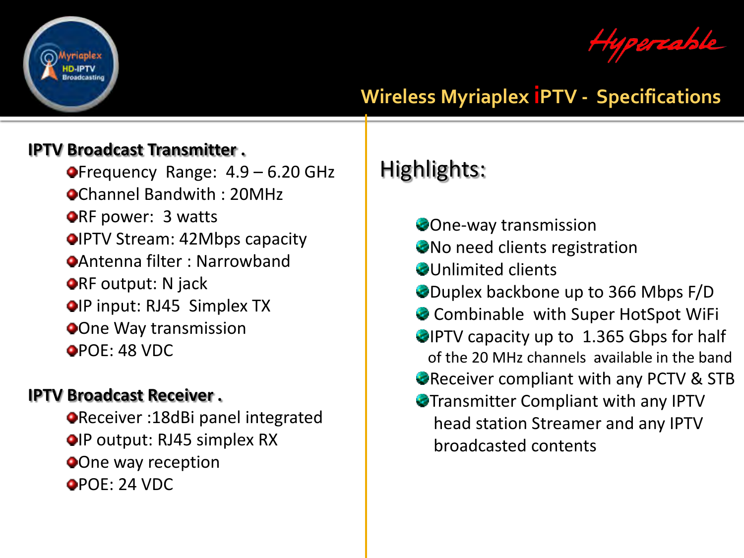# Wireless Myriaplex iPTV - Specifications

**IPTV Broadcast Transmitter .**

- Frequency Range: 4.9 – 6.20 GHz
- Channel Bandwith : 20MHz
- RF power: 3 watts
- IPTV Stream: 42Mbps capacity
- Antenna filter : Narrowband
- RF output: N jack
- IP input: RJ45 Simplex TX
- One Way transmission
- POE: 48 VDC

**IPTV Broadcast Receiver .**

- Receiver :18dBi panel integrated
- IP output: RJ45 simplex RX
- One way reception
- POE: 24 VDC

## Highlights:

- One-way transmission
- No need clients registration
- Unlimited clients
- Duplex backbone up to 366 Mbps F/D
- Combinable with Super HotSpot WiFi
- IPTV capacity up to 1.365 Gbps for half of the 20 MHz channels available in the band
- Receiver compliant with any PCTV & STB
- Transmitter Compliant with any IPTV head station Streamer and any IPTV broadcasted contents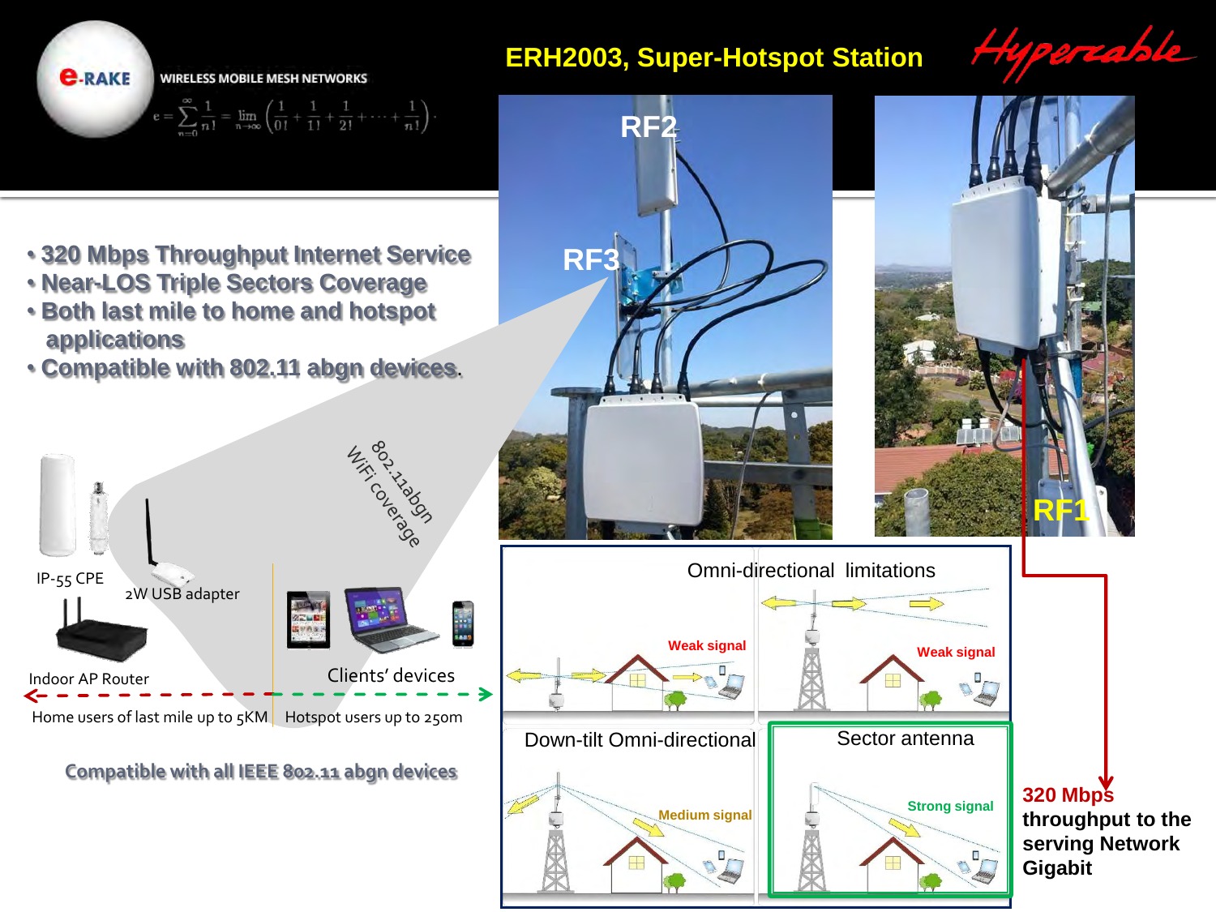e-RAKE

WIRELESS MOBILE MESH NETWORKS

$$e = \sum_{n=0}^{\infty} \frac{1}{n!} = \lim_{n\to\infty} \left( \frac{1}{0!} + \frac{1}{1!} + \frac{1}{2!} + \cdots + \frac{1}{n!} \right).$$

# ERH2003, Super-Hotspot Station

Hyperzable

- 320 Mbps Throughput Internet Service
- Near-LOS Triple Sectors Coverage
- Both last mile to home and hotspot applications
- Compatible with 802.11 abgn devices.

RF2

RF3

RF1

802.11abgn WiFi coverage

IP-55 CPE

2W USB adapter

Indoor AP Router

Clients' devices

Home users of last mile up to 5KM

Hotspot users up to 250m

Compatible with all IEEE 802.11 abgn devices

Omni-directional limitations

Weak signal

Weak signal

Down-tilt Omni-directional

Medium signal

Sector antenna

Strong signal

320 Mbps throughput to the serving Network Gigabit